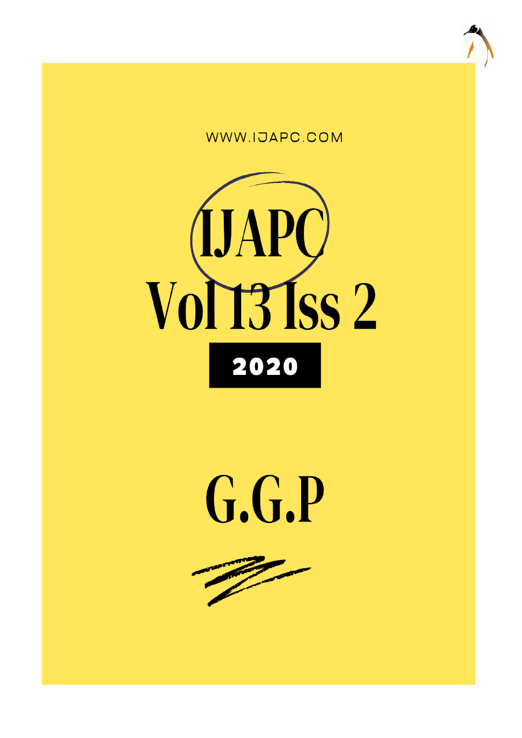WWW.IJAPC.COM

# IJAPC

# Vol 13 Iss 2

**2020**

# G.G.P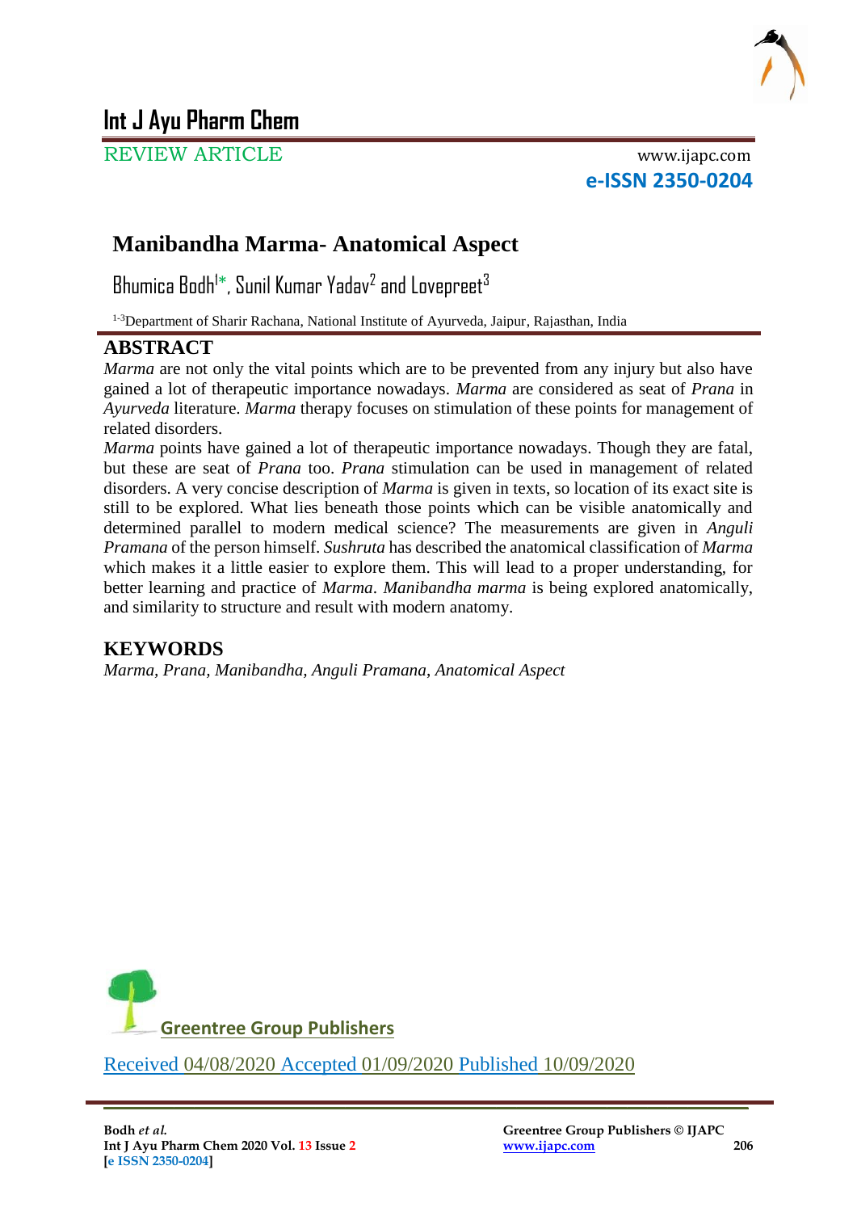# Int J Ayu Pharm Chem

REVIEW ARTICLE

www.ijapc.com

**e-ISSN 2350-0204**

## Manibandha Marma- Anatomical Aspect

Bhumica Bodh[1]*, Sunil Kumar Yadav[2] and Lovepreet[3]

[1-3]Department of Sharir Rachana, National Institute of Ayurveda, Jaipur, Rajasthan, India

## ABSTRACT

*Marma* are not only the vital points which are to be prevented from any injury but also have gained a lot of therapeutic importance nowadays. *Marma* are considered as seat of *Prana* in *Ayurveda* literature. *Marma* therapy focuses on stimulation of these points for management of related disorders.

*Marma* points have gained a lot of therapeutic importance nowadays. Though they are fatal, but these are seat of *Prana* too. *Prana* stimulation can be used in management of related disorders. A very concise description of *Marma* is given in texts, so location of its exact site is still to be explored. What lies beneath those points which can be visible anatomically and determined parallel to modern medical science? The measurements are given in *Anguli Pramana* of the person himself. *Sushruta* has described the anatomical classification of *Marma* which makes it a little easier to explore them. This will lead to a proper understanding, for better learning and practice of *Marma*. *Manibandha marma* is being explored anatomically, and similarity to structure and result with modern anatomy.

## KEYWORDS

*Marma, Prana, Manibandha, Anguli Pramana, Anatomical Aspect*

Greentree Group Publishers

Received 04/08/2020 Accepted 01/09/2020 Published 10/09/2020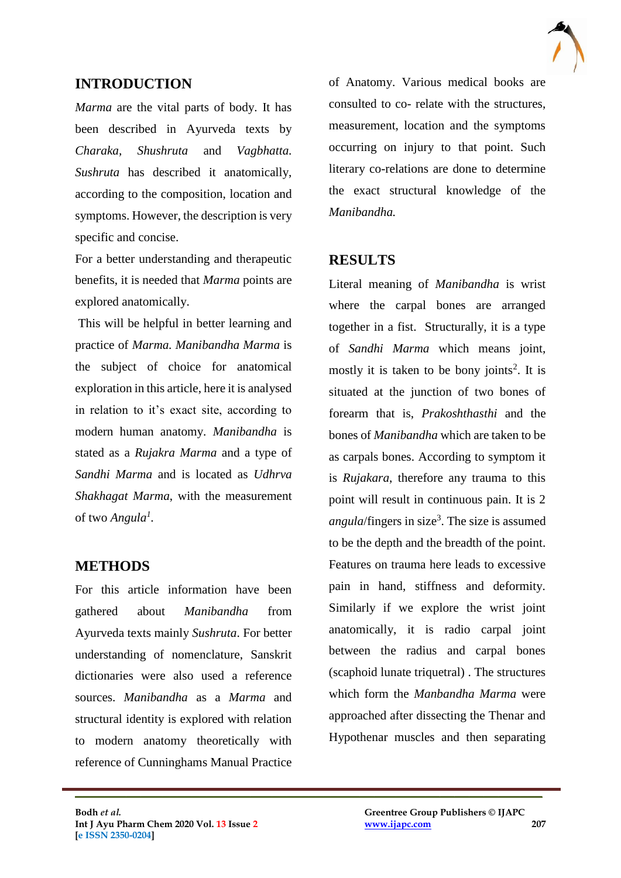## INTRODUCTION

*Marma* are the vital parts of body. It has been described in Ayurveda texts by *Charaka, Shushruta* and *Vagbhatta. Sushruta* has described it anatomically, according to the composition, location and symptoms. However, the description is very specific and concise.

For a better understanding and therapeutic benefits, it is needed that *Marma* points are explored anatomically.

This will be helpful in better learning and practice of *Marma*. *Manibandha Marma* is the subject of choice for anatomical exploration in this article, here it is analysed in relation to it's exact site, according to modern human anatomy. *Manibandha* is stated as a *Rujakra Marma* and a type of *Sandhi Marma* and is located as *Udhrva Shakhagat Marma*, with the measurement of two *Angula*[1].

## METHODS

For this article information have been gathered about *Manibandha* from Ayurveda texts mainly *Sushruta*. For better understanding of nomenclature, Sanskrit dictionaries were also used a reference sources. *Manibandha* as a *Marma* and structural identity is explored with relation to modern anatomy theoretically with reference of Cunninghams Manual Practice of Anatomy. Various medical books are consulted to co- relate with the structures, measurement, location and the symptoms occurring on injury to that point. Such literary co-relations are done to determine the exact structural knowledge of the *Manibandha.*

## RESULTS

Literal meaning of *Manibandha* is wrist where the carpal bones are arranged together in a fist. Structurally, it is a type of *Sandhi Marma* which means joint, mostly it is taken to be bony joints[2]. It is situated at the junction of two bones of forearm that is, *Prakoshthasthi* and the bones of *Manibandha* which are taken to be as carpals bones. According to symptom it is *Rujakara*, therefore any trauma to this point will result in continuous pain. It is 2 *angula*/fingers in size[3]. The size is assumed to be the depth and the breadth of the point. Features on trauma here leads to excessive pain in hand, stiffness and deformity. Similarly if we explore the wrist joint anatomically, it is radio carpal joint between the radius and carpal bones (scaphoid lunate triquetral) . The structures which form the *Manbandha Marma* were approached after dissecting the Thenar and Hypothenar muscles and then separating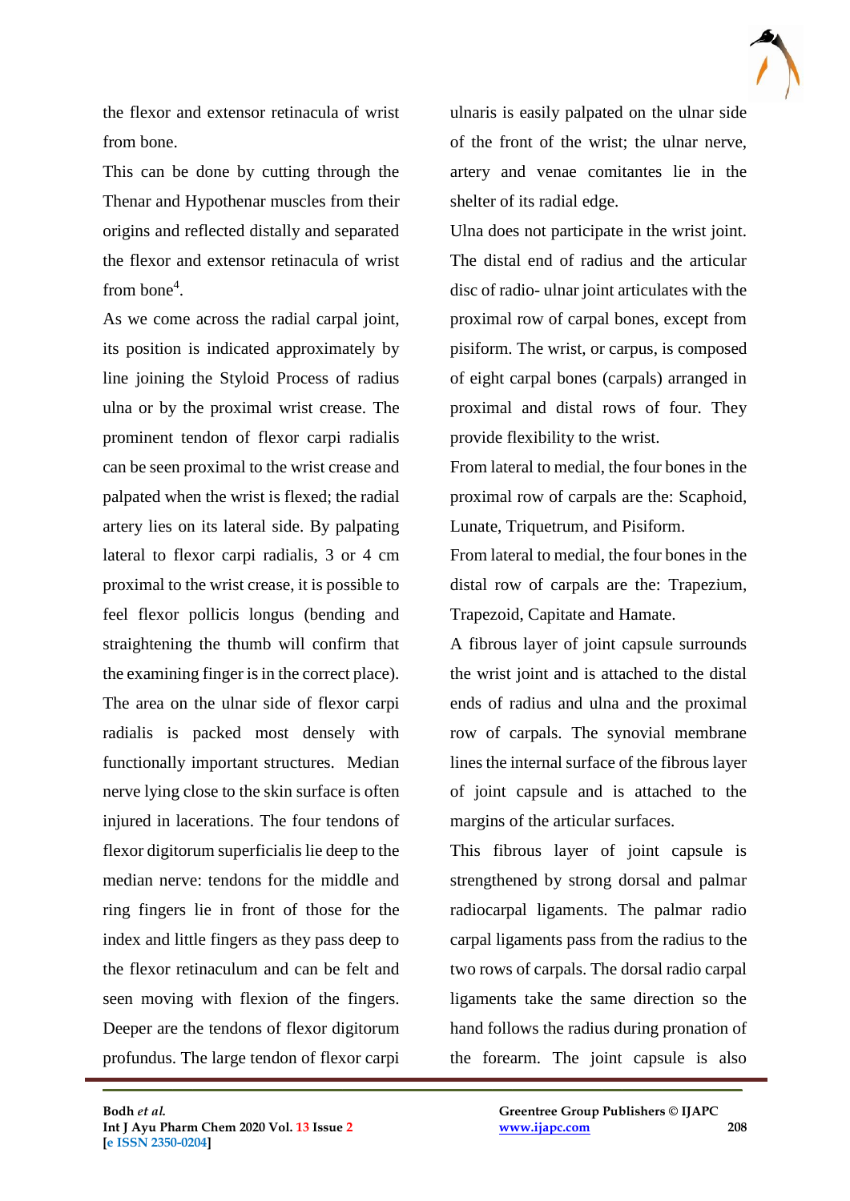the flexor and extensor retinacula of wrist from bone.

This can be done by cutting through the Thenar and Hypothenar muscles from their origins and reflected distally and separated the flexor and extensor retinacula of wrist from bone[4].

As we come across the radial carpal joint, its position is indicated approximately by line joining the Styloid Process of radius ulna or by the proximal wrist crease. The prominent tendon of flexor carpi radialis can be seen proximal to the wrist crease and palpated when the wrist is flexed; the radial artery lies on its lateral side. By palpating lateral to flexor carpi radialis, 3 or 4 cm proximal to the wrist crease, it is possible to feel flexor pollicis longus (bending and straightening the thumb will confirm that the examining finger is in the correct place). The area on the ulnar side of flexor carpi radialis is packed most densely with functionally important structures. Median nerve lying close to the skin surface is often injured in lacerations. The four tendons of flexor digitorum superficialis lie deep to the median nerve: tendons for the middle and ring fingers lie in front of those for the index and little fingers as they pass deep to the flexor retinaculum and can be felt and seen moving with flexion of the fingers. Deeper are the tendons of flexor digitorum profundus. The large tendon of flexor carpi ulnaris is easily palpated on the ulnar side of the front of the wrist; the ulnar nerve, artery and venae comitantes lie in the shelter of its radial edge.

Ulna does not participate in the wrist joint. The distal end of radius and the articular disc of radio- ulnar joint articulates with the proximal row of carpal bones, except from pisiform. The wrist, or carpus, is composed of eight carpal bones (carpals) arranged in proximal and distal rows of four. They provide flexibility to the wrist.

From lateral to medial, the four bones in the proximal row of carpals are the: Scaphoid, Lunate, Triquetrum, and Pisiform.

From lateral to medial, the four bones in the distal row of carpals are the: Trapezium, Trapezoid, Capitate and Hamate.

A fibrous layer of joint capsule surrounds the wrist joint and is attached to the distal ends of radius and ulna and the proximal row of carpals. The synovial membrane lines the internal surface of the fibrous layer of joint capsule and is attached to the margins of the articular surfaces.

This fibrous layer of joint capsule is strengthened by strong dorsal and palmar radiocarpal ligaments. The palmar radio carpal ligaments pass from the radius to the two rows of carpals. The dorsal radio carpal ligaments take the same direction so the hand follows the radius during pronation of the forearm. The joint capsule is also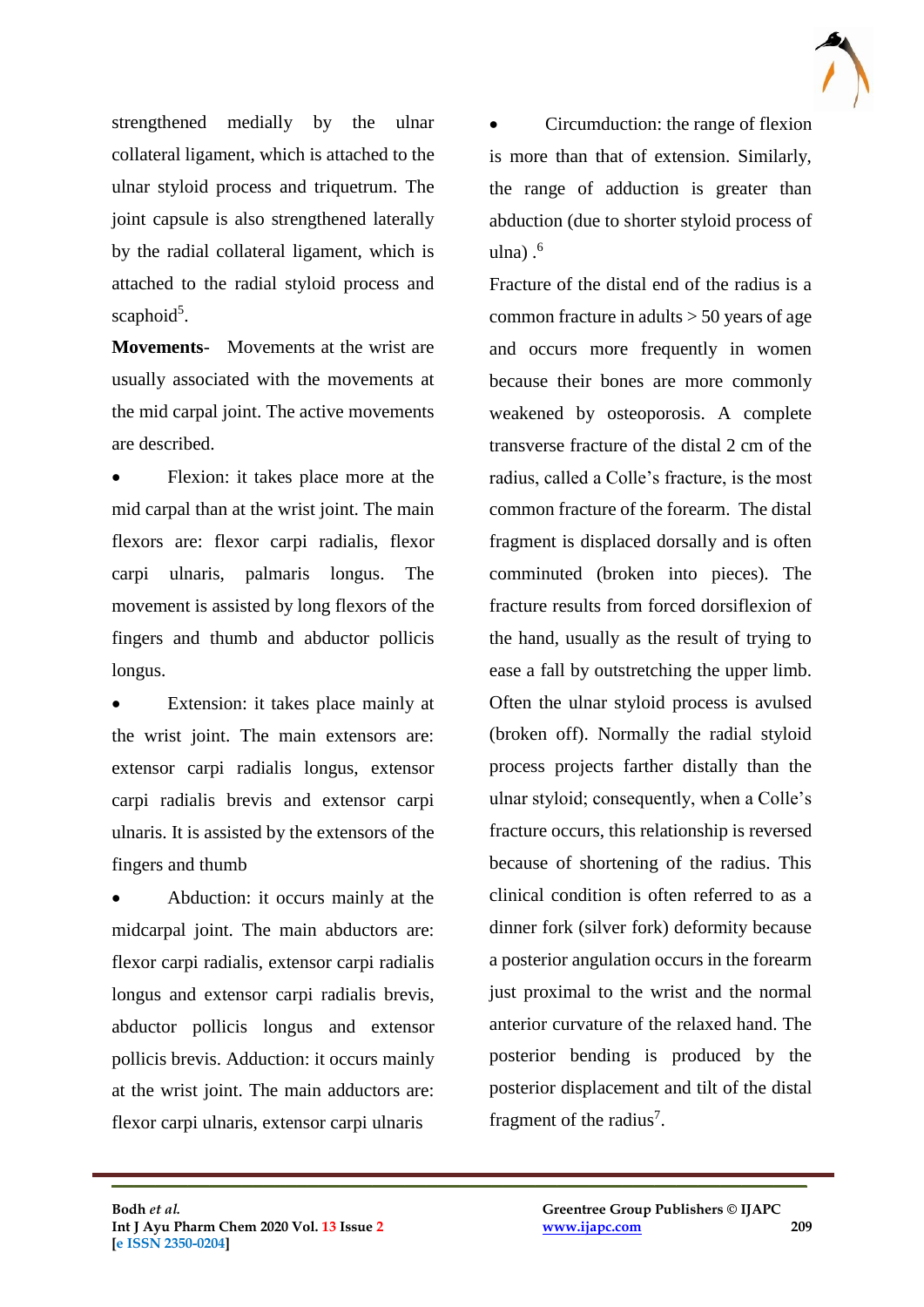strengthened medially by the ulnar collateral ligament, which is attached to the ulnar styloid process and triquetrum. The joint capsule is also strengthened laterally by the radial collateral ligament, which is attached to the radial styloid process and scaphoid[5].

**Movements-** Movements at the wrist are usually associated with the movements at the mid carpal joint. The active movements are described.

- Flexion: it takes place more at the mid carpal than at the wrist joint. The main flexors are: flexor carpi radialis, flexor carpi ulnaris, palmaris longus. The movement is assisted by long flexors of the fingers and thumb and abductor pollicis longus.
- Extension: it takes place mainly at the wrist joint. The main extensors are: extensor carpi radialis longus, extensor carpi radialis brevis and extensor carpi ulnaris. It is assisted by the extensors of the fingers and thumb
- Abduction: it occurs mainly at the midcarpal joint. The main abductors are: flexor carpi radialis, extensor carpi radialis longus and extensor carpi radialis brevis, abductor pollicis longus and extensor pollicis brevis. Adduction: it occurs mainly at the wrist joint. The main adductors are: flexor carpi ulnaris, extensor carpi ulnaris
- Circumduction: the range of flexion is more than that of extension. Similarly, the range of adduction is greater than abduction (due to shorter styloid process of ulna) .[6]

Fracture of the distal end of the radius is a common fracture in adults > 50 years of age and occurs more frequently in women because their bones are more commonly weakened by osteoporosis. A complete transverse fracture of the distal 2 cm of the radius, called a Colle's fracture, is the most common fracture of the forearm. The distal fragment is displaced dorsally and is often comminuted (broken into pieces). The fracture results from forced dorsiflexion of the hand, usually as the result of trying to ease a fall by outstretching the upper limb. Often the ulnar styloid process is avulsed (broken off). Normally the radial styloid process projects farther distally than the ulnar styloid; consequently, when a Colle's fracture occurs, this relationship is reversed because of shortening of the radius. This clinical condition is often referred to as a dinner fork (silver fork) deformity because a posterior angulation occurs in the forearm just proximal to the wrist and the normal anterior curvature of the relaxed hand. The posterior bending is produced by the posterior displacement and tilt of the distal fragment of the radius[7].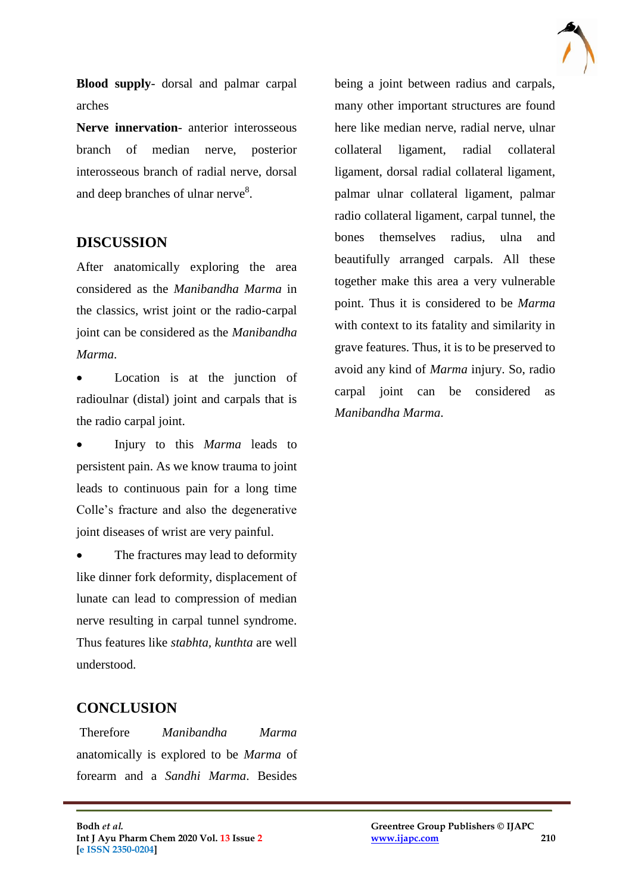**Blood supply**- dorsal and palmar carpal arches

**Nerve innervation**- anterior interosseous branch of median nerve, posterior interosseous branch of radial nerve, dorsal and deep branches of ulnar nerve[8].

## DISCUSSION

After anatomically exploring the area considered as the *Manibandha Marma* in the classics, wrist joint or the radio-carpal joint can be considered as the *Manibandha Marma*.

- Location is at the junction of radioulnar (distal) joint and carpals that is the radio carpal joint.
- Injury to this *Marma* leads to persistent pain. As we know trauma to joint leads to continuous pain for a long time Colle's fracture and also the degenerative joint diseases of wrist are very painful.
- The fractures may lead to deformity like dinner fork deformity, displacement of lunate can lead to compression of median nerve resulting in carpal tunnel syndrome. Thus features like *stabhta, kunthta* are well understood.

## CONCLUSION

Therefore *Manibandha Marma* anatomically is explored to be *Marma* of forearm and a *Sandhi Marma*. Besides being a joint between radius and carpals, many other important structures are found here like median nerve, radial nerve, ulnar collateral ligament, radial collateral ligament, dorsal radial collateral ligament, palmar ulnar collateral ligament, palmar radio collateral ligament, carpal tunnel, the bones themselves radius, ulna and beautifully arranged carpals. All these together make this area a very vulnerable point. Thus it is considered to be *Marma* with context to its fatality and similarity in grave features. Thus, it is to be preserved to avoid any kind of *Marma* injury. So, radio carpal joint can be considered as *Manibandha Marma*.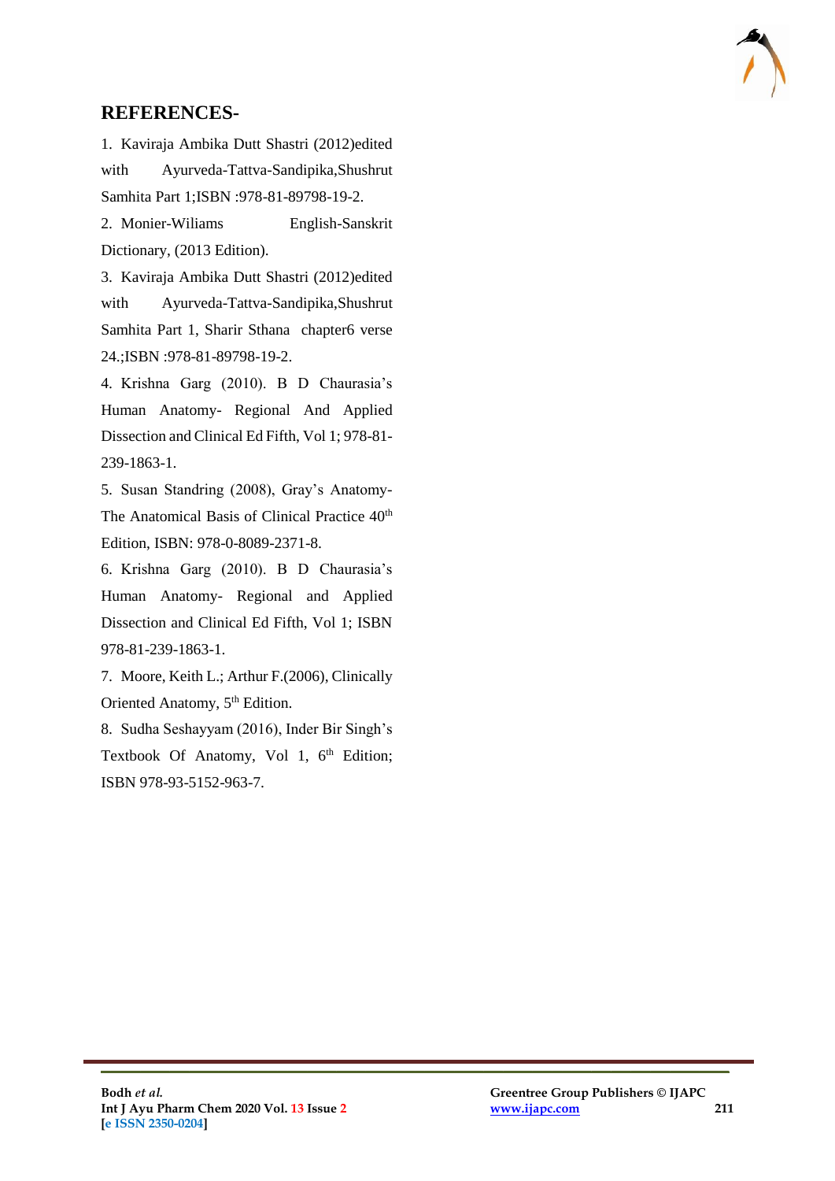## REFERENCES-

1. Kaviraja Ambika Dutt Shastri (2012)edited with Ayurveda-Tattva-Sandipika,Shushrut Samhita Part 1;ISBN :978-81-89798-19-2.
2. Monier-Wiliams English-Sanskrit Dictionary, (2013 Edition).
3. Kaviraja Ambika Dutt Shastri (2012)edited with Ayurveda-Tattva-Sandipika,Shushrut Samhita Part 1, Sharir Sthana chapter6 verse 24.;ISBN :978-81-89798-19-2.
4. Krishna Garg (2010). B D Chaurasia's Human Anatomy- Regional And Applied Dissection and Clinical Ed Fifth, Vol 1; 978-81-239-1863-1.
5. Susan Standring (2008), Gray's Anatomy- The Anatomical Basis of Clinical Practice 40th Edition, ISBN: 978-0-8089-2371-8.
6. Krishna Garg (2010). B D Chaurasia's Human Anatomy- Regional and Applied Dissection and Clinical Ed Fifth, Vol 1; ISBN 978-81-239-1863-1.
7. Moore, Keith L.; Arthur F.(2006), Clinically Oriented Anatomy, 5th Edition.
8. Sudha Seshayyam (2016), Inder Bir Singh's Textbook Of Anatomy, Vol 1, 6th Edition; ISBN 978-93-5152-963-7.